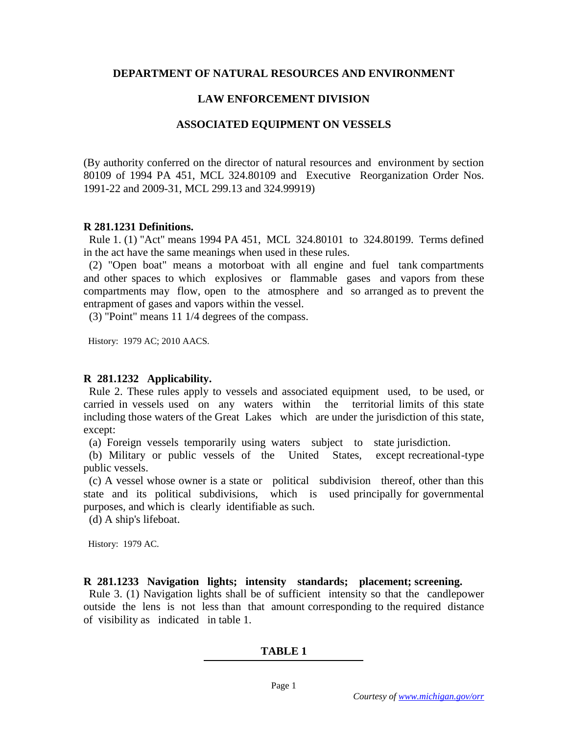## DEPARTMENT OF NATURAL RESOURCES AND ENVIRONMENT

## LAW ENFORCEMENT DIVISION

## ASSOCIATED EQUIPMENT ON VESSELS

(By authority conferred on the director of natural resources and environment by section 80109 of 1994 PA 451, MCL 324.80109 and Executive Reorganization Order Nos. 1991-22 and 2009-31, MCL 299.13 and 324.99919)

**R 281.1231 Definitions.**

Rule 1. (1) "Act" means 1994 PA 451, MCL 324.80101 to 324.80199. Terms defined in the act have the same meanings when used in these rules.

(2) "Open boat" means a motorboat with all engine and fuel tank compartments and other spaces to which explosives or flammable gases and vapors from these compartments may flow, open to the atmosphere and so arranged as to prevent the entrapment of gases and vapors within the vessel.

(3) "Point" means 11 1/4 degrees of the compass.

History: 1979 AC; 2010 AACS.

**R 281.1232 Applicability.**

Rule 2. These rules apply to vessels and associated equipment used, to be used, or carried in vessels used on any waters within the territorial limits of this state including those waters of the Great Lakes which are under the jurisdiction of this state, except:

(a) Foreign vessels temporarily using waters subject to state jurisdiction.

(b) Military or public vessels of the United States, except recreational-type public vessels.

(c) A vessel whose owner is a state or political subdivision thereof, other than this state and its political subdivisions, which is used principally for governmental purposes, and which is clearly identifiable as such.

(d) A ship's lifeboat.

History: 1979 AC.

**R 281.1233 Navigation lights; intensity standards; placement; screening.**

Rule 3. (1) Navigation lights shall be of sufficient intensity so that the candlepower outside the lens is not less than that amount corresponding to the required distance of visibility as indicated in table 1.

**TABLE 1**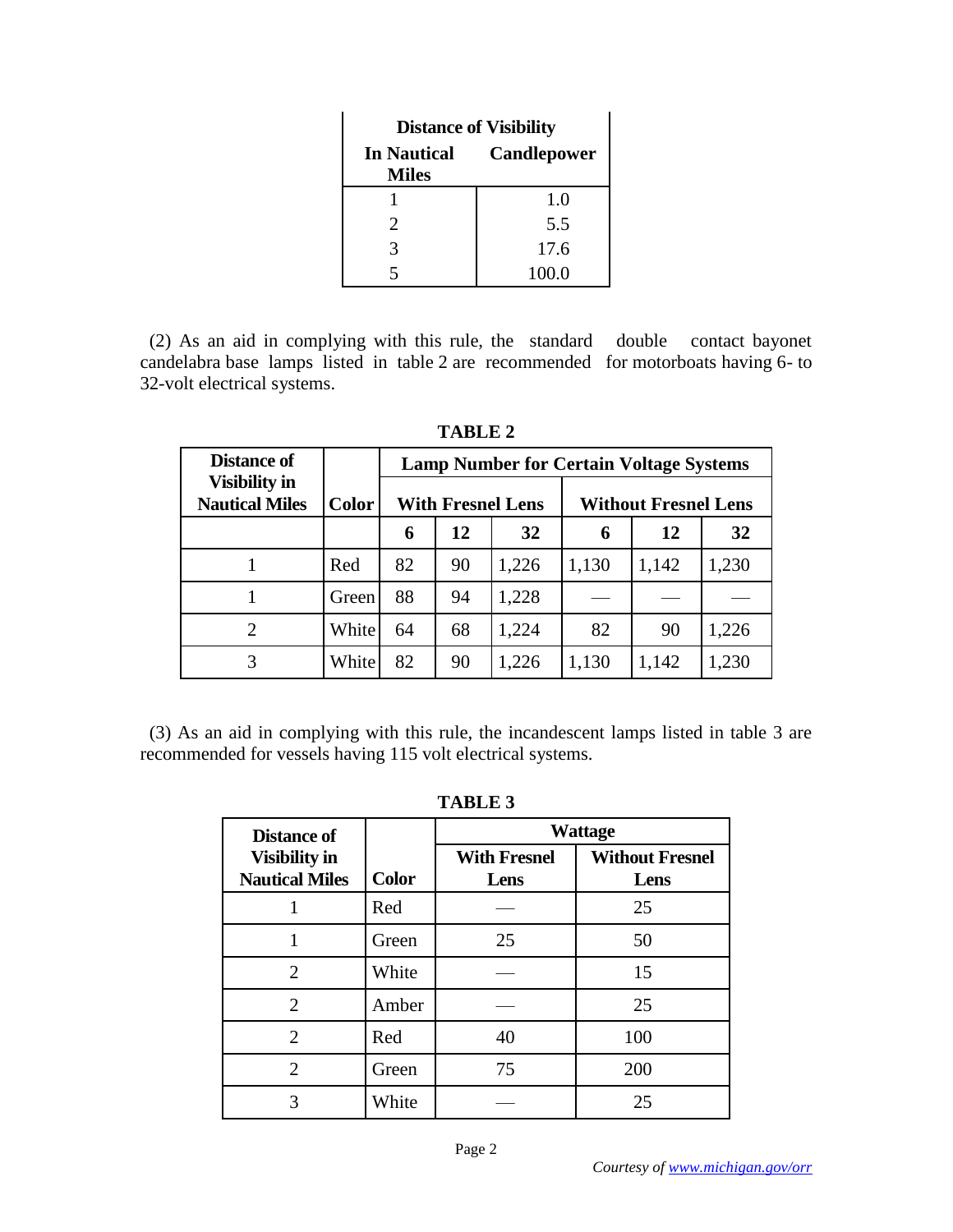| Distance of Visibility | |
|---|---|
| **In Nautical Miles** | **Candlepower** |
| 1 | 1.0 |
| 2 | 5.5 |
| 3 | 17.6 |
| 5 | 100.0 |

(2) As an aid in complying with this rule, the standard double contact bayonet candelabra base lamps listed in table 2 are recommended for motorboats having 6- to 32-volt electrical systems.

**TABLE 2**

| Distance of Visibility in Nautical Miles | Color | Lamp Number for Certain Voltage Systems | | | | | |
|---|---|---|---|---|---|---|---|
| | | With Fresnel Lens | | | Without Fresnel Lens | | |
| | | 6 | 12 | 32 | 6 | 12 | 32 |
| 1 | Red | 82 | 90 | 1,226 | 1,130 | 1,142 | 1,230 |
| 1 | Green | 88 | 94 | 1,228 | — | — | — |
| 2 | White | 64 | 68 | 1,224 | 82 | 90 | 1,226 |
| 3 | White | 82 | 90 | 1,226 | 1,130 | 1,142 | 1,230 |

(3) As an aid in complying with this rule, the incandescent lamps listed in table 3 are recommended for vessels having 115 volt electrical systems.

**TABLE 3**

| Distance of Visibility in Nautical Miles | Color | Wattage | |
|---|---|---|---|
| | | With Fresnel Lens | Without Fresnel Lens |
| 1 | Red | — | 25 |
| 1 | Green | 25 | 50 |
| 2 | White | — | 15 |
| 2 | Amber | — | 25 |
| 2 | Red | 40 | 100 |
| 2 | Green | 75 | 200 |
| 3 | White | — | 25 |

*Courtesy of www.michigan.gov/orr*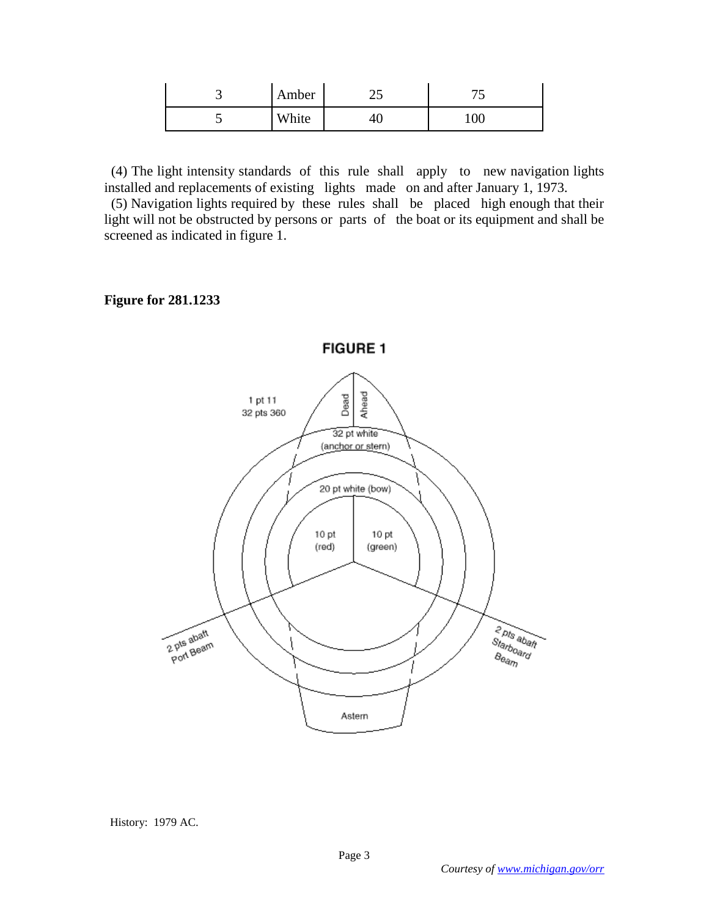| 3 | Amber | 25 | 75 |
|---|---|---|---|
| 5 | White | 40 | 100 |

(4) The light intensity standards of this rule shall apply to new navigation lights installed and replacements of existing lights made on and after January 1, 1973.

(5) Navigation lights required by these rules shall be placed high enough that their light will not be obstructed by persons or parts of the boat or its equipment and shall be screened as indicated in figure 1.

**Figure for 281.1233**

FIGURE 1

1 pt 11
32 pts 360

Dead Ahead

32 pt white (anchor or stern)

20 pt white (bow)

10 pt (red)

10 pt (green)

2 pts abaft Port Beam

2 pts abaft Starboard Beam

Astern

History: 1979 AC.

*Courtesy of [www.michigan.gov/orr](www.michigan.gov/orr)*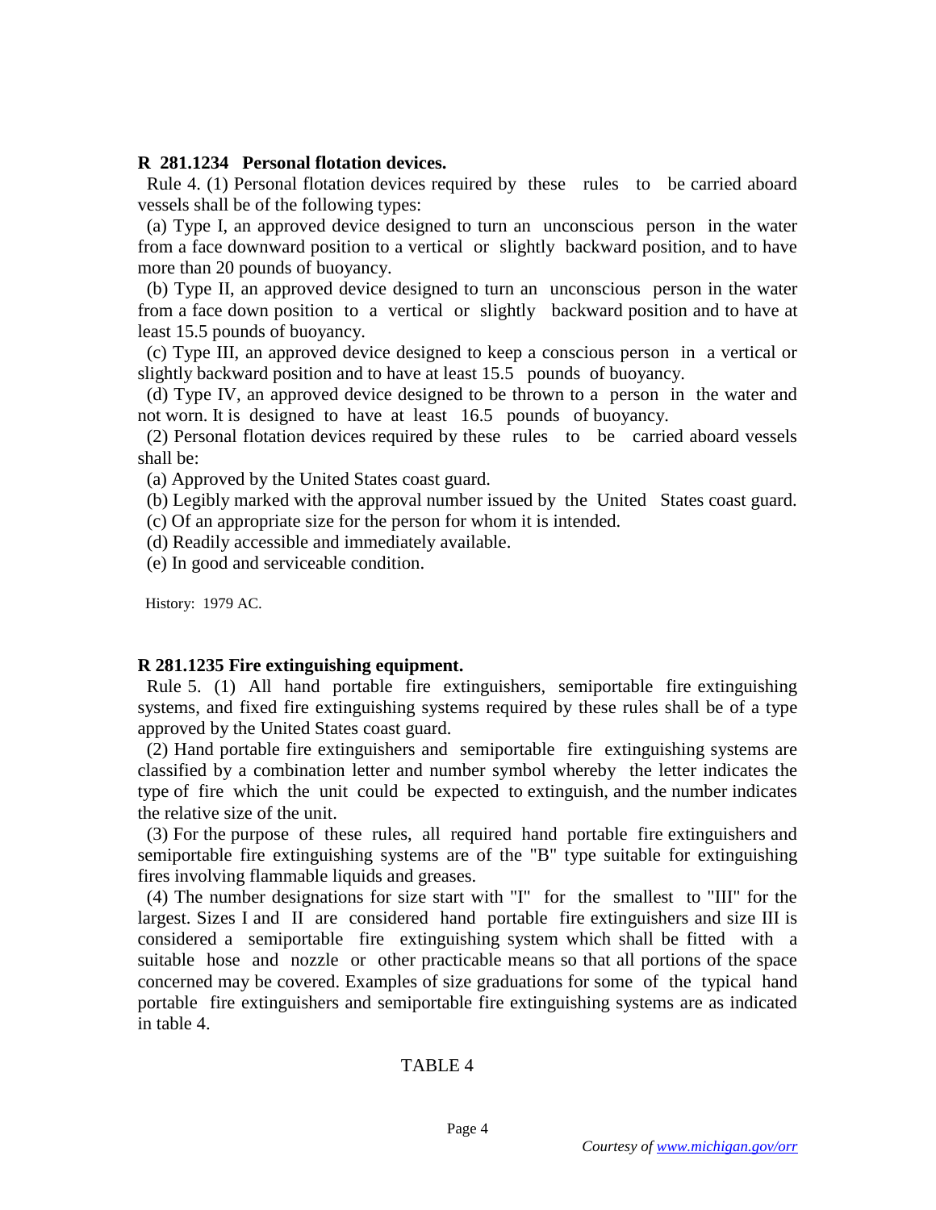**R 281.1234 Personal flotation devices.**

Rule 4. (1) Personal flotation devices required by these rules to be carried aboard vessels shall be of the following types:

(a) Type I, an approved device designed to turn an unconscious person in the water from a face downward position to a vertical or slightly backward position, and to have more than 20 pounds of buoyancy.

(b) Type II, an approved device designed to turn an unconscious person in the water from a face down position to a vertical or slightly backward position and to have at least 15.5 pounds of buoyancy.

(c) Type III, an approved device designed to keep a conscious person in a vertical or slightly backward position and to have at least 15.5 pounds of buoyancy.

(d) Type IV, an approved device designed to be thrown to a person in the water and not worn. It is designed to have at least 16.5 pounds of buoyancy.

(2) Personal flotation devices required by these rules to be carried aboard vessels shall be:

(a) Approved by the United States coast guard.

(b) Legibly marked with the approval number issued by the United States coast guard.

(c) Of an appropriate size for the person for whom it is intended.

(d) Readily accessible and immediately available.

(e) In good and serviceable condition.

History: 1979 AC.

**R 281.1235 Fire extinguishing equipment.**

Rule 5. (1) All hand portable fire extinguishers, semiportable fire extinguishing systems, and fixed fire extinguishing systems required by these rules shall be of a type approved by the United States coast guard.

(2) Hand portable fire extinguishers and semiportable fire extinguishing systems are classified by a combination letter and number symbol whereby the letter indicates the type of fire which the unit could be expected to extinguish, and the number indicates the relative size of the unit.

(3) For the purpose of these rules, all required hand portable fire extinguishers and semiportable fire extinguishing systems are of the "B" type suitable for extinguishing fires involving flammable liquids and greases.

(4) The number designations for size start with "I" for the smallest to "III" for the largest. Sizes I and II are considered hand portable fire extinguishers and size III is considered a semiportable fire extinguishing system which shall be fitted with a suitable hose and nozzle or other practicable means so that all portions of the space concerned may be covered. Examples of size graduations for some of the typical hand portable fire extinguishers and semiportable fire extinguishing systems are as indicated in table 4.

TABLE 4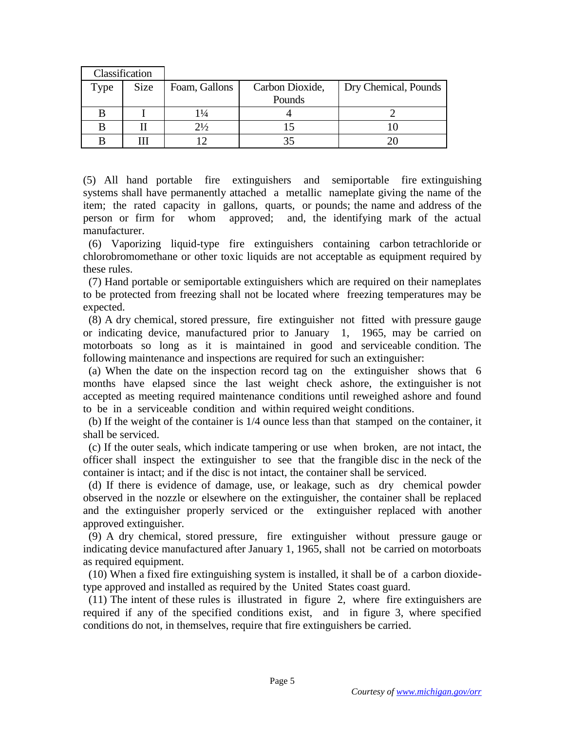| Classification | | | | |
|---|---|---|---|---|
| Type | Size | Foam, Gallons | Carbon Dioxide, Pounds | Dry Chemical, Pounds |
| B | I | 1¼ | 4 | 2 |
| B | II | 2½ | 15 | 10 |
| B | III | 12 | 35 | 20 |

(5) All hand portable fire extinguishers and semiportable fire extinguishing systems shall have permanently attached a metallic nameplate giving the name of the item; the rated capacity in gallons, quarts, or pounds; the name and address of the person or firm for whom approved; and, the identifying mark of the actual manufacturer.

(6) Vaporizing liquid-type fire extinguishers containing carbon tetrachloride or chlorobromomethane or other toxic liquids are not acceptable as equipment required by these rules.

(7) Hand portable or semiportable extinguishers which are required on their nameplates to be protected from freezing shall not be located where freezing temperatures may be expected.

(8) A dry chemical, stored pressure, fire extinguisher not fitted with pressure gauge or indicating device, manufactured prior to January 1, 1965, may be carried on motorboats so long as it is maintained in good and serviceable condition. The following maintenance and inspections are required for such an extinguisher:

(a) When the date on the inspection record tag on the extinguisher shows that 6 months have elapsed since the last weight check ashore, the extinguisher is not accepted as meeting required maintenance conditions until reweighed ashore and found to be in a serviceable condition and within required weight conditions.

(b) If the weight of the container is 1/4 ounce less than that stamped on the container, it shall be serviced.

(c) If the outer seals, which indicate tampering or use when broken, are not intact, the officer shall inspect the extinguisher to see that the frangible disc in the neck of the container is intact; and if the disc is not intact, the container shall be serviced.

(d) If there is evidence of damage, use, or leakage, such as dry chemical powder observed in the nozzle or elsewhere on the extinguisher, the container shall be replaced and the extinguisher properly serviced or the extinguisher replaced with another approved extinguisher.

(9) A dry chemical, stored pressure, fire extinguisher without pressure gauge or indicating device manufactured after January 1, 1965, shall not be carried on motorboats as required equipment.

(10) When a fixed fire extinguishing system is installed, it shall be of a carbon dioxide-type approved and installed as required by the United States coast guard.

(11) The intent of these rules is illustrated in figure 2, where fire extinguishers are required if any of the specified conditions exist, and in figure 3, where specified conditions do not, in themselves, require that fire extinguishers be carried.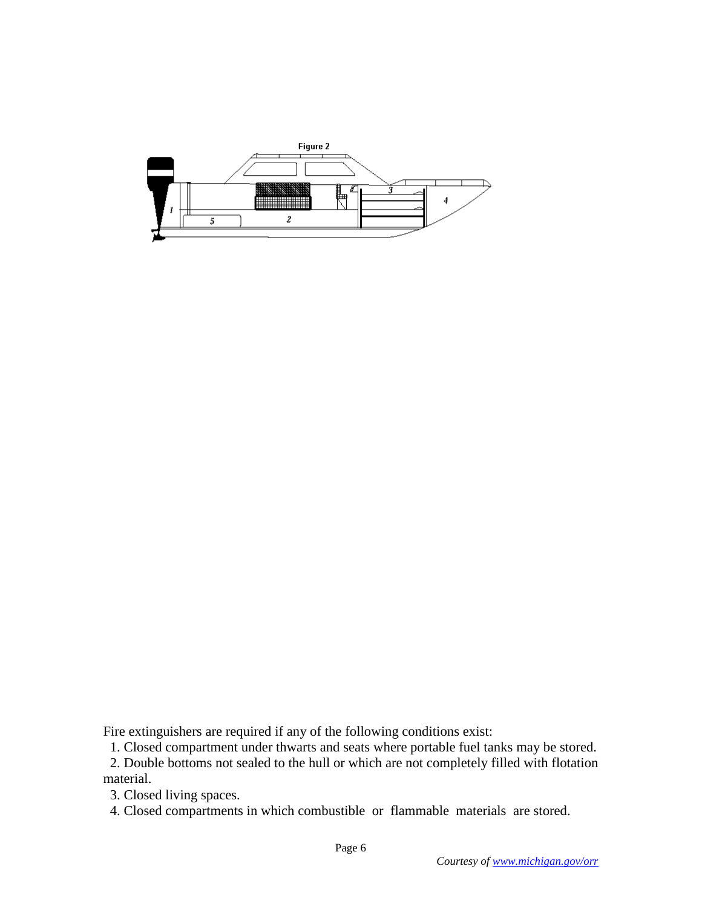Figure 2

Fire extinguishers are required if any of the following conditions exist:

1. Closed compartment under thwarts and seats where portable fuel tanks may be stored.
2. Double bottoms not sealed to the hull or which are not completely filled with flotation material.
3. Closed living spaces.
4. Closed compartments in which combustible or flammable materials are stored.

*Courtesy of [www.michigan.gov/orr](www.michigan.gov/orr)*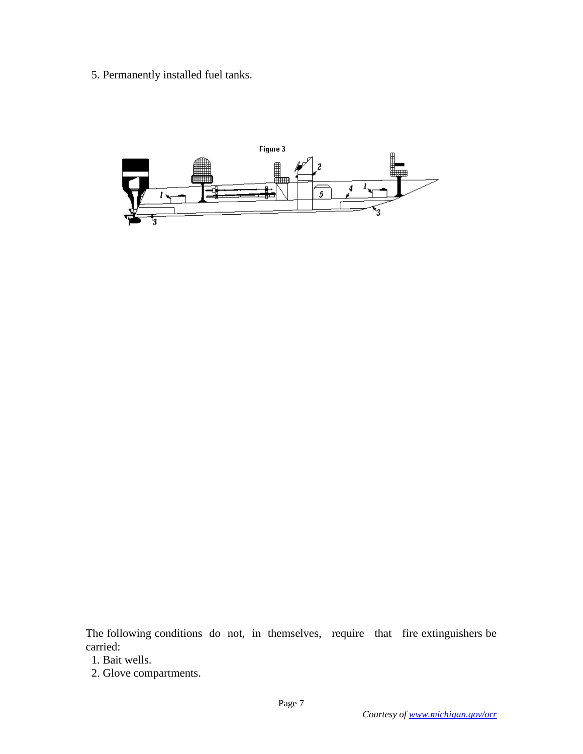5. Permanently installed fuel tanks.

Figure 3

The following conditions do not, in themselves, require that fire extinguishers be carried:

1. Bait wells.
2. Glove compartments.

*Courtesy of www.michigan.gov/orr*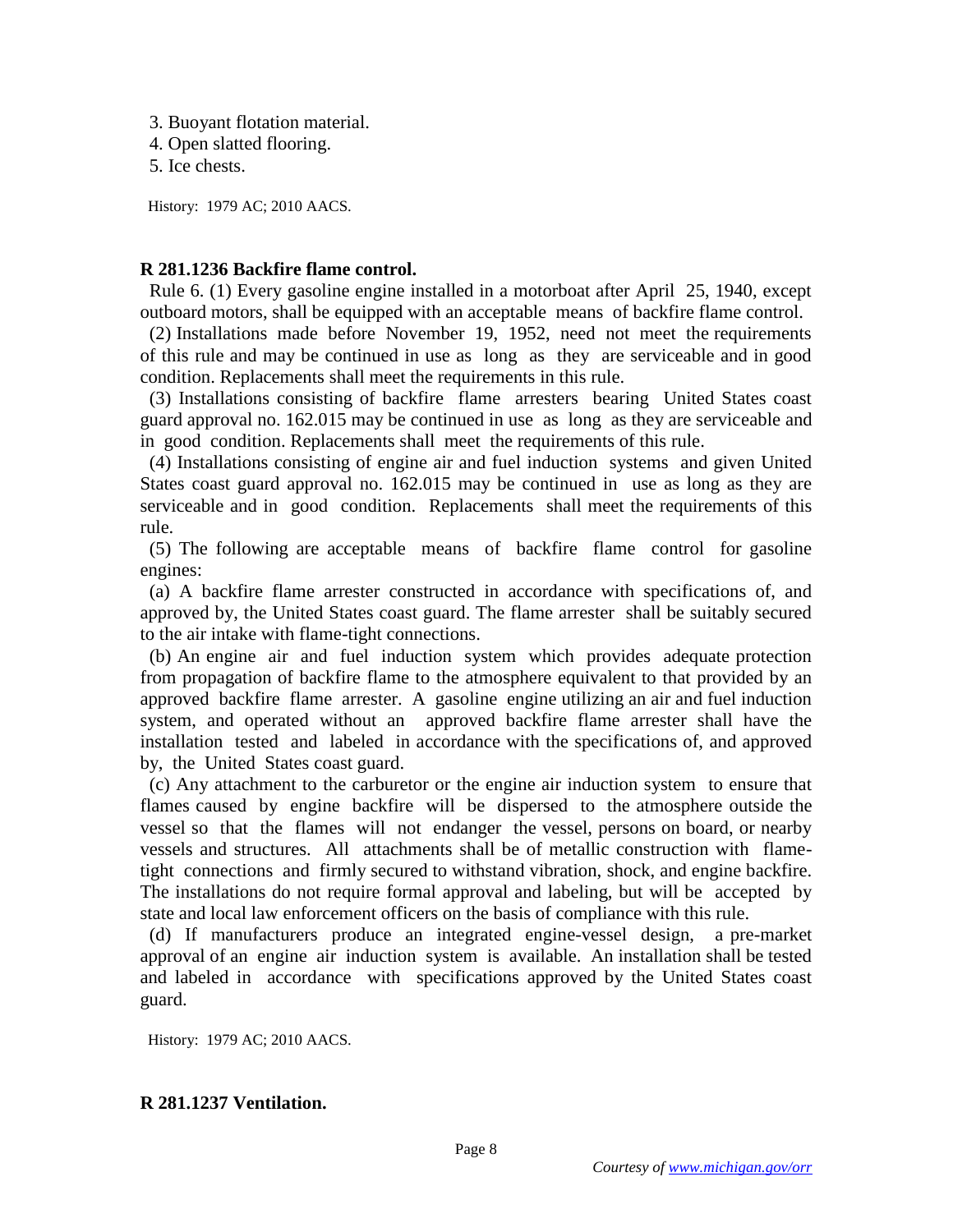3. Buoyant flotation material.
4. Open slatted flooring.
5. Ice chests.

History: 1979 AC; 2010 AACS.

**R 281.1236 Backfire flame control.**

Rule 6. (1) Every gasoline engine installed in a motorboat after April 25, 1940, except outboard motors, shall be equipped with an acceptable means of backfire flame control.

(2) Installations made before November 19, 1952, need not meet the requirements of this rule and may be continued in use as long as they are serviceable and in good condition. Replacements shall meet the requirements in this rule.

(3) Installations consisting of backfire flame arresters bearing United States coast guard approval no. 162.015 may be continued in use as long as they are serviceable and in good condition. Replacements shall meet the requirements of this rule.

(4) Installations consisting of engine air and fuel induction systems and given United States coast guard approval no. 162.015 may be continued in use as long as they are serviceable and in good condition. Replacements shall meet the requirements of this rule.

(5) The following are acceptable means of backfire flame control for gasoline engines:

(a) A backfire flame arrester constructed in accordance with specifications of, and approved by, the United States coast guard. The flame arrester shall be suitably secured to the air intake with flame-tight connections.

(b) An engine air and fuel induction system which provides adequate protection from propagation of backfire flame to the atmosphere equivalent to that provided by an approved backfire flame arrester. A gasoline engine utilizing an air and fuel induction system, and operated without an approved backfire flame arrester shall have the installation tested and labeled in accordance with the specifications of, and approved by, the United States coast guard.

(c) Any attachment to the carburetor or the engine air induction system to ensure that flames caused by engine backfire will be dispersed to the atmosphere outside the vessel so that the flames will not endanger the vessel, persons on board, or nearby vessels and structures. All attachments shall be of metallic construction with flame-tight connections and firmly secured to withstand vibration, shock, and engine backfire. The installations do not require formal approval and labeling, but will be accepted by state and local law enforcement officers on the basis of compliance with this rule.

(d) If manufacturers produce an integrated engine-vessel design, a pre-market approval of an engine air induction system is available. An installation shall be tested and labeled in accordance with specifications approved by the United States coast guard.

History: 1979 AC; 2010 AACS.

**R 281.1237 Ventilation.**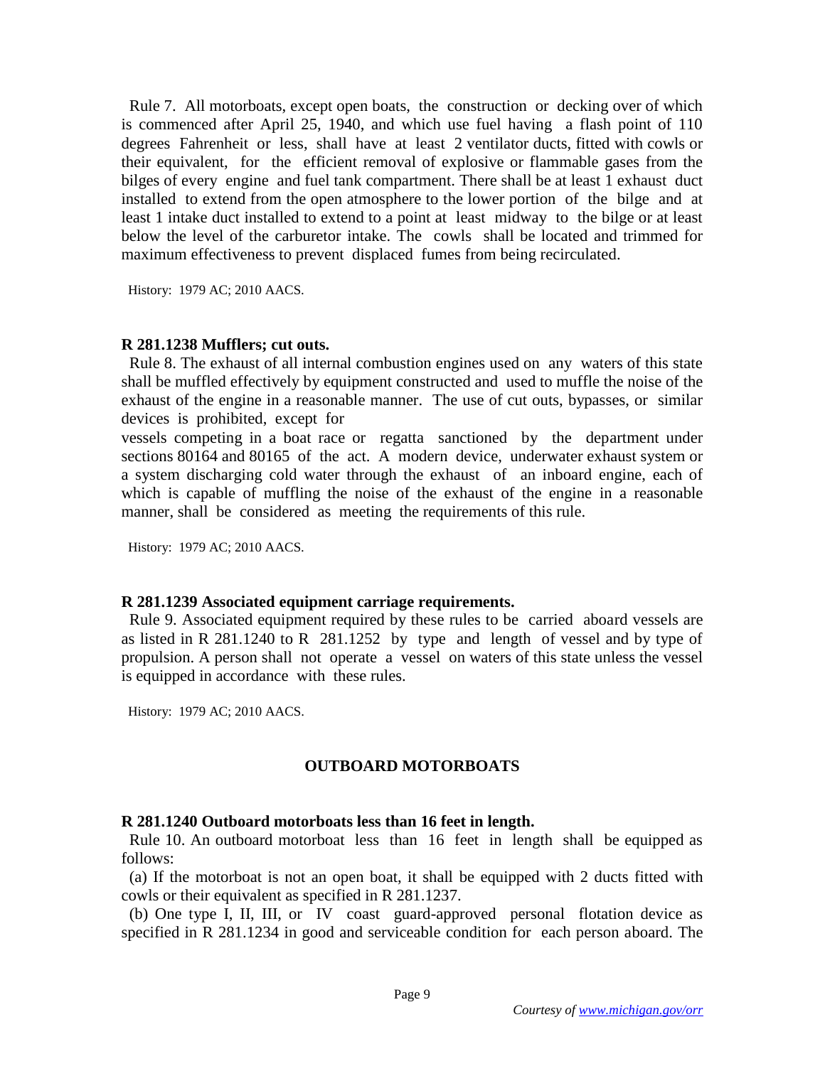Rule 7. All motorboats, except open boats, the construction or decking over of which is commenced after April 25, 1940, and which use fuel having a flash point of 110 degrees Fahrenheit or less, shall have at least 2 ventilator ducts, fitted with cowls or their equivalent, for the efficient removal of explosive or flammable gases from the bilges of every engine and fuel tank compartment. There shall be at least 1 exhaust duct installed to extend from the open atmosphere to the lower portion of the bilge and at least 1 intake duct installed to extend to a point at least midway to the bilge or at least below the level of the carburetor intake. The cowls shall be located and trimmed for maximum effectiveness to prevent displaced fumes from being recirculated.

History: 1979 AC; 2010 AACS.

**R 281.1238 Mufflers; cut outs.**

Rule 8. The exhaust of all internal combustion engines used on any waters of this state shall be muffled effectively by equipment constructed and used to muffle the noise of the exhaust of the engine in a reasonable manner. The use of cut outs, bypasses, or similar devices is prohibited, except for vessels competing in a boat race or regatta sanctioned by the department under sections 80164 and 80165 of the act. A modern device, underwater exhaust system or a system discharging cold water through the exhaust of an inboard engine, each of which is capable of muffling the noise of the exhaust of the engine in a reasonable manner, shall be considered as meeting the requirements of this rule.

History: 1979 AC; 2010 AACS.

**R 281.1239 Associated equipment carriage requirements.**

Rule 9. Associated equipment required by these rules to be carried aboard vessels are as listed in R 281.1240 to R 281.1252 by type and length of vessel and by type of propulsion. A person shall not operate a vessel on waters of this state unless the vessel is equipped in accordance with these rules.

History: 1979 AC; 2010 AACS.

## OUTBOARD MOTORBOATS

**R 281.1240 Outboard motorboats less than 16 feet in length.**

Rule 10. An outboard motorboat less than 16 feet in length shall be equipped as follows:

(a) If the motorboat is not an open boat, it shall be equipped with 2 ducts fitted with cowls or their equivalent as specified in R 281.1237.

(b) One type I, II, III, or IV coast guard-approved personal flotation device as specified in R 281.1234 in good and serviceable condition for each person aboard. The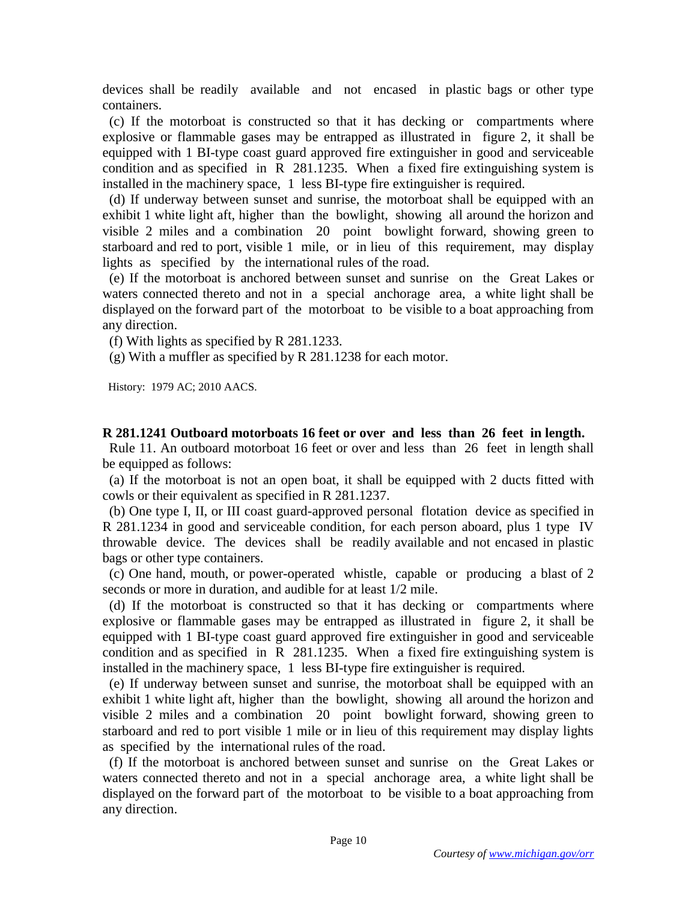devices shall be readily available and not encased in plastic bags or other type containers.

(c) If the motorboat is constructed so that it has decking or compartments where explosive or flammable gases may be entrapped as illustrated in figure 2, it shall be equipped with 1 BI-type coast guard approved fire extinguisher in good and serviceable condition and as specified in R 281.1235. When a fixed fire extinguishing system is installed in the machinery space, 1 less BI-type fire extinguisher is required.

(d) If underway between sunset and sunrise, the motorboat shall be equipped with an exhibit 1 white light aft, higher than the bowlight, showing all around the horizon and visible 2 miles and a combination 20 point bowlight forward, showing green to starboard and red to port, visible 1 mile, or in lieu of this requirement, may display lights as specified by the international rules of the road.

(e) If the motorboat is anchored between sunset and sunrise on the Great Lakes or waters connected thereto and not in a special anchorage area, a white light shall be displayed on the forward part of the motorboat to be visible to a boat approaching from any direction.

(f) With lights as specified by R 281.1233.

(g) With a muffler as specified by R 281.1238 for each motor.

History: 1979 AC; 2010 AACS.

**R 281.1241 Outboard motorboats 16 feet or over and less than 26 feet in length.**

Rule 11. An outboard motorboat 16 feet or over and less than 26 feet in length shall be equipped as follows:

(a) If the motorboat is not an open boat, it shall be equipped with 2 ducts fitted with cowls or their equivalent as specified in R 281.1237.

(b) One type I, II, or III coast guard-approved personal flotation device as specified in R 281.1234 in good and serviceable condition, for each person aboard, plus 1 type IV throwable device. The devices shall be readily available and not encased in plastic bags or other type containers.

(c) One hand, mouth, or power-operated whistle, capable or producing a blast of 2 seconds or more in duration, and audible for at least 1/2 mile.

(d) If the motorboat is constructed so that it has decking or compartments where explosive or flammable gases may be entrapped as illustrated in figure 2, it shall be equipped with 1 BI-type coast guard approved fire extinguisher in good and serviceable condition and as specified in R 281.1235. When a fixed fire extinguishing system is installed in the machinery space, 1 less BI-type fire extinguisher is required.

(e) If underway between sunset and sunrise, the motorboat shall be equipped with an exhibit 1 white light aft, higher than the bowlight, showing all around the horizon and visible 2 miles and a combination 20 point bowlight forward, showing green to starboard and red to port visible 1 mile or in lieu of this requirement may display lights as specified by the international rules of the road.

(f) If the motorboat is anchored between sunset and sunrise on the Great Lakes or waters connected thereto and not in a special anchorage area, a white light shall be displayed on the forward part of the motorboat to be visible to a boat approaching from any direction.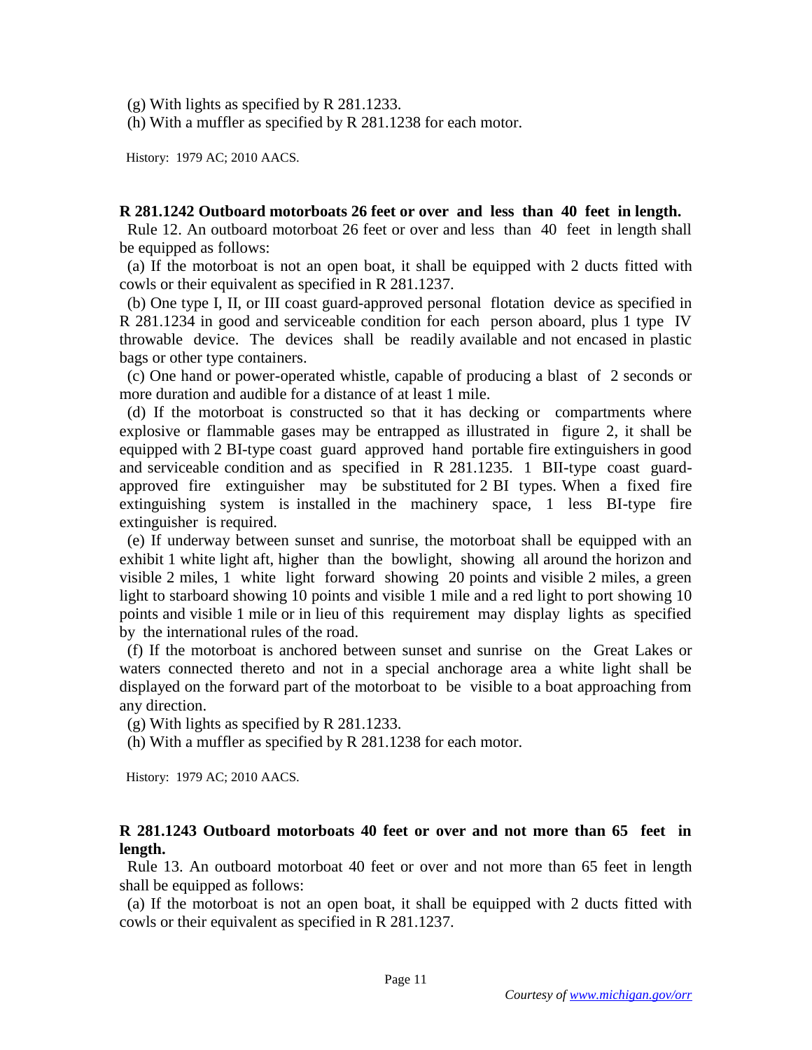(g) With lights as specified by R 281.1233.

(h) With a muffler as specified by R 281.1238 for each motor.

History: 1979 AC; 2010 AACS.

**R 281.1242 Outboard motorboats 26 feet or over and less than 40 feet in length.**

Rule 12. An outboard motorboat 26 feet or over and less than 40 feet in length shall be equipped as follows:

(a) If the motorboat is not an open boat, it shall be equipped with 2 ducts fitted with cowls or their equivalent as specified in R 281.1237.

(b) One type I, II, or III coast guard-approved personal flotation device as specified in R 281.1234 in good and serviceable condition for each person aboard, plus 1 type IV throwable device. The devices shall be readily available and not encased in plastic bags or other type containers.

(c) One hand or power-operated whistle, capable of producing a blast of 2 seconds or more duration and audible for a distance of at least 1 mile.

(d) If the motorboat is constructed so that it has decking or compartments where explosive or flammable gases may be entrapped as illustrated in figure 2, it shall be equipped with 2 BI-type coast guard approved hand portable fire extinguishers in good and serviceable condition and as specified in R 281.1235. 1 BII-type coast guard-approved fire extinguisher may be substituted for 2 BI types. When a fixed fire extinguishing system is installed in the machinery space, 1 less BI-type fire extinguisher is required.

(e) If underway between sunset and sunrise, the motorboat shall be equipped with an exhibit 1 white light aft, higher than the bowlight, showing all around the horizon and visible 2 miles, 1 white light forward showing 20 points and visible 2 miles, a green light to starboard showing 10 points and visible 1 mile and a red light to port showing 10 points and visible 1 mile or in lieu of this requirement may display lights as specified by the international rules of the road.

(f) If the motorboat is anchored between sunset and sunrise on the Great Lakes or waters connected thereto and not in a special anchorage area a white light shall be displayed on the forward part of the motorboat to be visible to a boat approaching from any direction.

(g) With lights as specified by R 281.1233.

(h) With a muffler as specified by R 281.1238 for each motor.

History: 1979 AC; 2010 AACS.

**R 281.1243 Outboard motorboats 40 feet or over and not more than 65 feet in length.**

Rule 13. An outboard motorboat 40 feet or over and not more than 65 feet in length shall be equipped as follows:

(a) If the motorboat is not an open boat, it shall be equipped with 2 ducts fitted with cowls or their equivalent as specified in R 281.1237.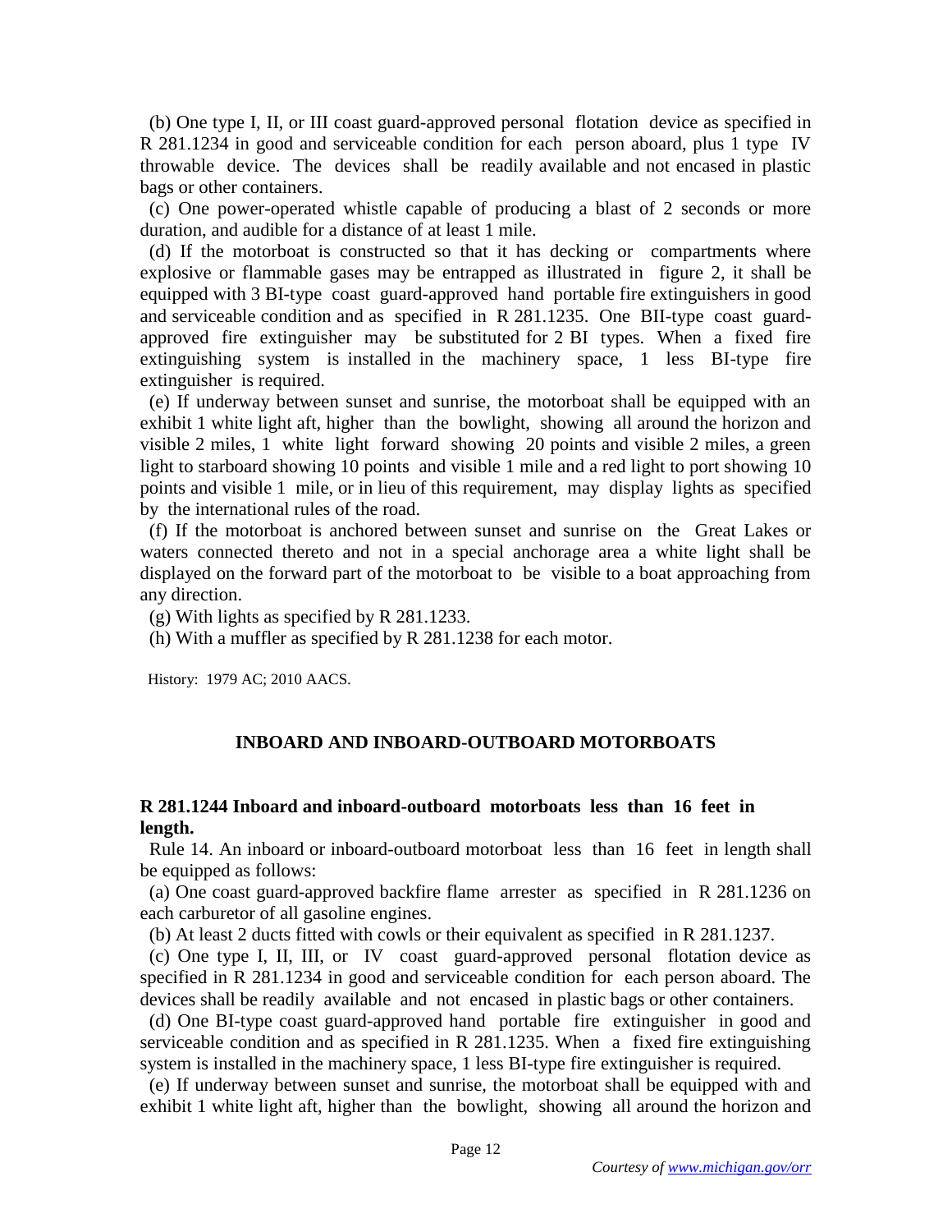(b) One type I, II, or III coast guard-approved personal flotation device as specified in R 281.1234 in good and serviceable condition for each person aboard, plus 1 type IV throwable device. The devices shall be readily available and not encased in plastic bags or other containers.

(c) One power-operated whistle capable of producing a blast of 2 seconds or more duration, and audible for a distance of at least 1 mile.

(d) If the motorboat is constructed so that it has decking or compartments where explosive or flammable gases may be entrapped as illustrated in figure 2, it shall be equipped with 3 BI-type coast guard-approved hand portable fire extinguishers in good and serviceable condition and as specified in R 281.1235. One BII-type coast guard-approved fire extinguisher may be substituted for 2 BI types. When a fixed fire extinguishing system is installed in the machinery space, 1 less BI-type fire extinguisher is required.

(e) If underway between sunset and sunrise, the motorboat shall be equipped with an exhibit 1 white light aft, higher than the bowlight, showing all around the horizon and visible 2 miles, 1 white light forward showing 20 points and visible 2 miles, a green light to starboard showing 10 points and visible 1 mile and a red light to port showing 10 points and visible 1 mile, or in lieu of this requirement, may display lights as specified by the international rules of the road.

(f) If the motorboat is anchored between sunset and sunrise on the Great Lakes or waters connected thereto and not in a special anchorage area a white light shall be displayed on the forward part of the motorboat to be visible to a boat approaching from any direction.

(g) With lights as specified by R 281.1233.

(h) With a muffler as specified by R 281.1238 for each motor.

History: 1979 AC; 2010 AACS.

## INBOARD AND INBOARD-OUTBOARD MOTORBOATS

**R 281.1244 Inboard and inboard-outboard motorboats less than 16 feet in length.**

Rule 14. An inboard or inboard-outboard motorboat less than 16 feet in length shall be equipped as follows:

(a) One coast guard-approved backfire flame arrester as specified in R 281.1236 on each carburetor of all gasoline engines.

(b) At least 2 ducts fitted with cowls or their equivalent as specified in R 281.1237.

(c) One type I, II, III, or IV coast guard-approved personal flotation device as specified in R 281.1234 in good and serviceable condition for each person aboard. The devices shall be readily available and not encased in plastic bags or other containers.

(d) One BI-type coast guard-approved hand portable fire extinguisher in good and serviceable condition and as specified in R 281.1235. When a fixed fire extinguishing system is installed in the machinery space, 1 less BI-type fire extinguisher is required.

(e) If underway between sunset and sunrise, the motorboat shall be equipped with and exhibit 1 white light aft, higher than the bowlight, showing all around the horizon and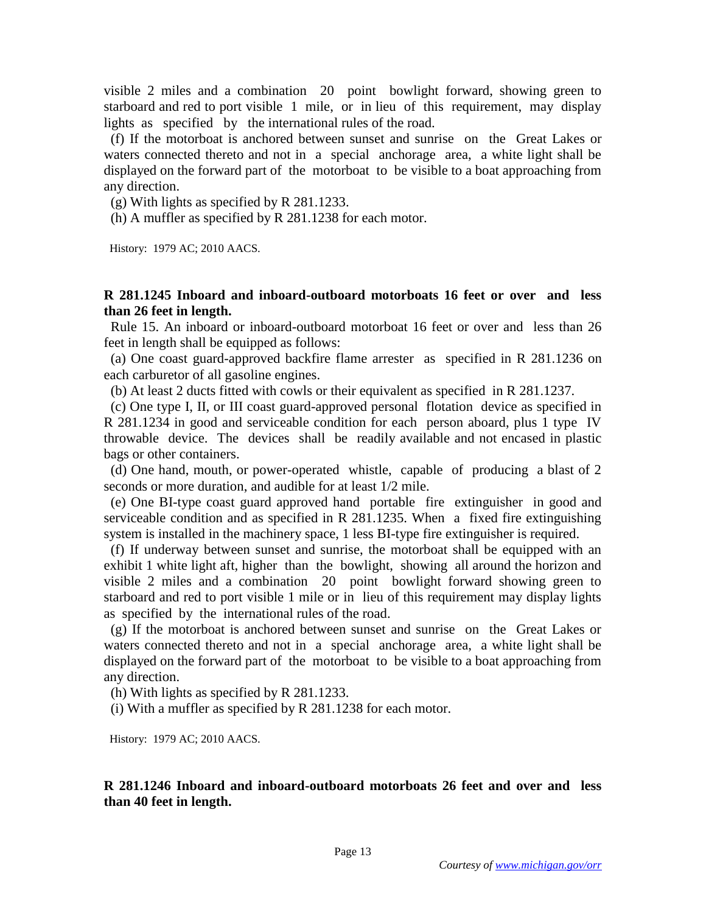visible 2 miles and a combination 20 point bowlight forward, showing green to starboard and red to port visible 1 mile, or in lieu of this requirement, may display lights as specified by the international rules of the road.

(f) If the motorboat is anchored between sunset and sunrise on the Great Lakes or waters connected thereto and not in a special anchorage area, a white light shall be displayed on the forward part of the motorboat to be visible to a boat approaching from any direction.

(g) With lights as specified by R 281.1233.

(h) A muffler as specified by R 281.1238 for each motor.

History: 1979 AC; 2010 AACS.

### R 281.1245 Inboard and inboard-outboard motorboats 16 feet or over and less than 26 feet in length.

Rule 15. An inboard or inboard-outboard motorboat 16 feet or over and less than 26 feet in length shall be equipped as follows:

(a) One coast guard-approved backfire flame arrester as specified in R 281.1236 on each carburetor of all gasoline engines.

(b) At least 2 ducts fitted with cowls or their equivalent as specified in R 281.1237.

(c) One type I, II, or III coast guard-approved personal flotation device as specified in R 281.1234 in good and serviceable condition for each person aboard, plus 1 type IV throwable device. The devices shall be readily available and not encased in plastic bags or other containers.

(d) One hand, mouth, or power-operated whistle, capable of producing a blast of 2 seconds or more duration, and audible for at least 1/2 mile.

(e) One BI-type coast guard approved hand portable fire extinguisher in good and serviceable condition and as specified in R 281.1235. When a fixed fire extinguishing system is installed in the machinery space, 1 less BI-type fire extinguisher is required.

(f) If underway between sunset and sunrise, the motorboat shall be equipped with an exhibit 1 white light aft, higher than the bowlight, showing all around the horizon and visible 2 miles and a combination 20 point bowlight forward showing green to starboard and red to port visible 1 mile or in lieu of this requirement may display lights as specified by the international rules of the road.

(g) If the motorboat is anchored between sunset and sunrise on the Great Lakes or waters connected thereto and not in a special anchorage area, a white light shall be displayed on the forward part of the motorboat to be visible to a boat approaching from any direction.

(h) With lights as specified by R 281.1233.

(i) With a muffler as specified by R 281.1238 for each motor.

History: 1979 AC; 2010 AACS.

### R 281.1246 Inboard and inboard-outboard motorboats 26 feet and over and less than 40 feet in length.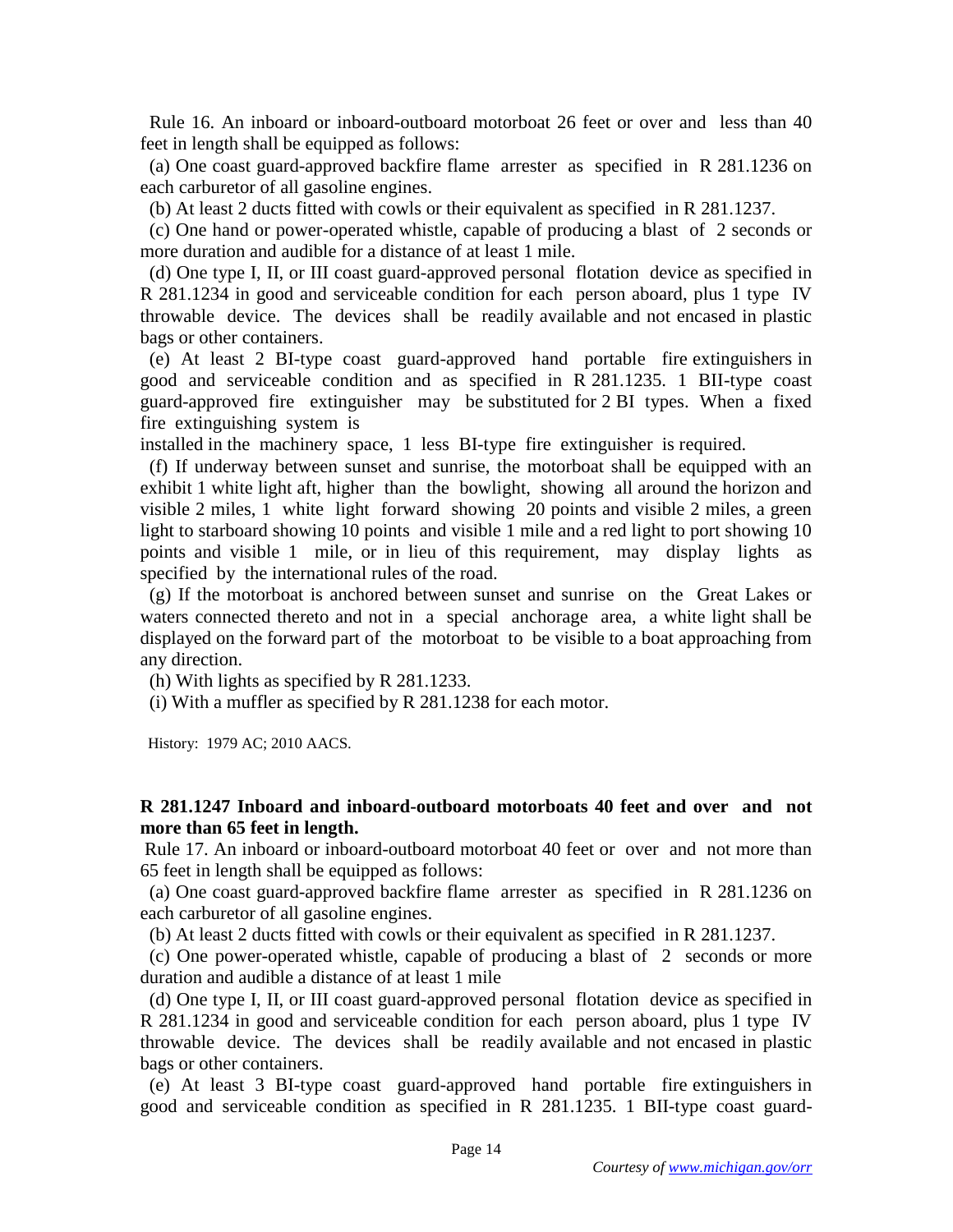Rule 16. An inboard or inboard-outboard motorboat 26 feet or over and less than 40 feet in length shall be equipped as follows:

(a) One coast guard-approved backfire flame arrester as specified in R 281.1236 on each carburetor of all gasoline engines.

(b) At least 2 ducts fitted with cowls or their equivalent as specified in R 281.1237.

(c) One hand or power-operated whistle, capable of producing a blast of 2 seconds or more duration and audible for a distance of at least 1 mile.

(d) One type I, II, or III coast guard-approved personal flotation device as specified in R 281.1234 in good and serviceable condition for each person aboard, plus 1 type IV throwable device. The devices shall be readily available and not encased in plastic bags or other containers.

(e) At least 2 BI-type coast guard-approved hand portable fire extinguishers in good and serviceable condition and as specified in R 281.1235. 1 BII-type coast guard-approved fire extinguisher may be substituted for 2 BI types. When a fixed fire extinguishing system is installed in the machinery space, 1 less BI-type fire extinguisher is required.

(f) If underway between sunset and sunrise, the motorboat shall be equipped with an exhibit 1 white light aft, higher than the bowlight, showing all around the horizon and visible 2 miles, 1 white light forward showing 20 points and visible 2 miles, a green light to starboard showing 10 points and visible 1 mile and a red light to port showing 10 points and visible 1 mile, or in lieu of this requirement, may display lights as specified by the international rules of the road.

(g) If the motorboat is anchored between sunset and sunrise on the Great Lakes or waters connected thereto and not in a special anchorage area, a white light shall be displayed on the forward part of the motorboat to be visible to a boat approaching from any direction.

(h) With lights as specified by R 281.1233.

(i) With a muffler as specified by R 281.1238 for each motor.

History: 1979 AC; 2010 AACS.

**R 281.1247 Inboard and inboard-outboard motorboats 40 feet and over and not more than 65 feet in length.**

Rule 17. An inboard or inboard-outboard motorboat 40 feet or over and not more than 65 feet in length shall be equipped as follows:

(a) One coast guard-approved backfire flame arrester as specified in R 281.1236 on each carburetor of all gasoline engines.

(b) At least 2 ducts fitted with cowls or their equivalent as specified in R 281.1237.

(c) One power-operated whistle, capable of producing a blast of 2 seconds or more duration and audible a distance of at least 1 mile

(d) One type I, II, or III coast guard-approved personal flotation device as specified in R 281.1234 in good and serviceable condition for each person aboard, plus 1 type IV throwable device. The devices shall be readily available and not encased in plastic bags or other containers.

(e) At least 3 BI-type coast guard-approved hand portable fire extinguishers in good and serviceable condition as specified in R 281.1235. 1 BII-type coast guard-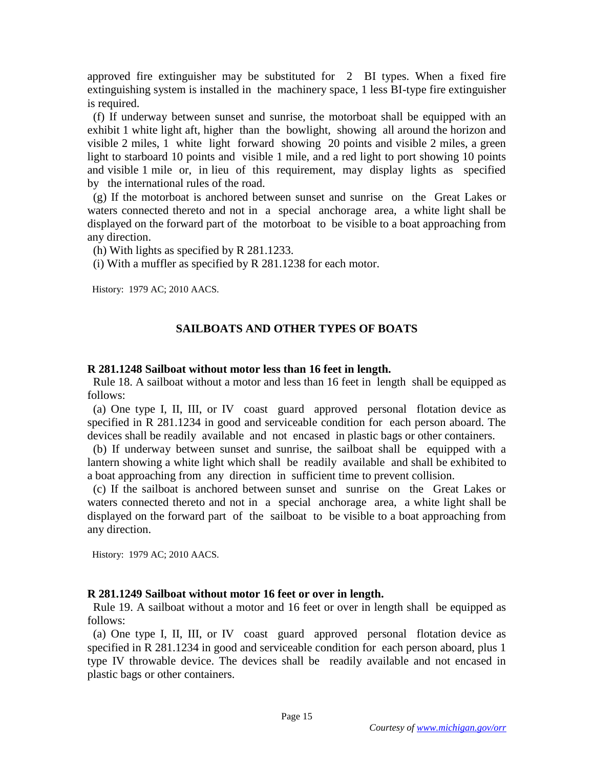approved fire extinguisher may be substituted for 2 BI types. When a fixed fire extinguishing system is installed in the machinery space, 1 less BI-type fire extinguisher is required.

(f) If underway between sunset and sunrise, the motorboat shall be equipped with an exhibit 1 white light aft, higher than the bowlight, showing all around the horizon and visible 2 miles, 1 white light forward showing 20 points and visible 2 miles, a green light to starboard 10 points and visible 1 mile, and a red light to port showing 10 points and visible 1 mile or, in lieu of this requirement, may display lights as specified by the international rules of the road.

(g) If the motorboat is anchored between sunset and sunrise on the Great Lakes or waters connected thereto and not in a special anchorage area, a white light shall be displayed on the forward part of the motorboat to be visible to a boat approaching from any direction.

(h) With lights as specified by R 281.1233.

(i) With a muffler as specified by R 281.1238 for each motor.

History: 1979 AC; 2010 AACS.

## SAILBOATS AND OTHER TYPES OF BOATS

**R 281.1248 Sailboat without motor less than 16 feet in length.**

Rule 18. A sailboat without a motor and less than 16 feet in length shall be equipped as follows:

(a) One type I, II, III, or IV coast guard approved personal flotation device as specified in R 281.1234 in good and serviceable condition for each person aboard. The devices shall be readily available and not encased in plastic bags or other containers.

(b) If underway between sunset and sunrise, the sailboat shall be equipped with a lantern showing a white light which shall be readily available and shall be exhibited to a boat approaching from any direction in sufficient time to prevent collision.

(c) If the sailboat is anchored between sunset and sunrise on the Great Lakes or waters connected thereto and not in a special anchorage area, a white light shall be displayed on the forward part of the sailboat to be visible to a boat approaching from any direction.

History: 1979 AC; 2010 AACS.

**R 281.1249 Sailboat without motor 16 feet or over in length.**

Rule 19. A sailboat without a motor and 16 feet or over in length shall be equipped as follows:

(a) One type I, II, III, or IV coast guard approved personal flotation device as specified in R 281.1234 in good and serviceable condition for each person aboard, plus 1 type IV throwable device. The devices shall be readily available and not encased in plastic bags or other containers.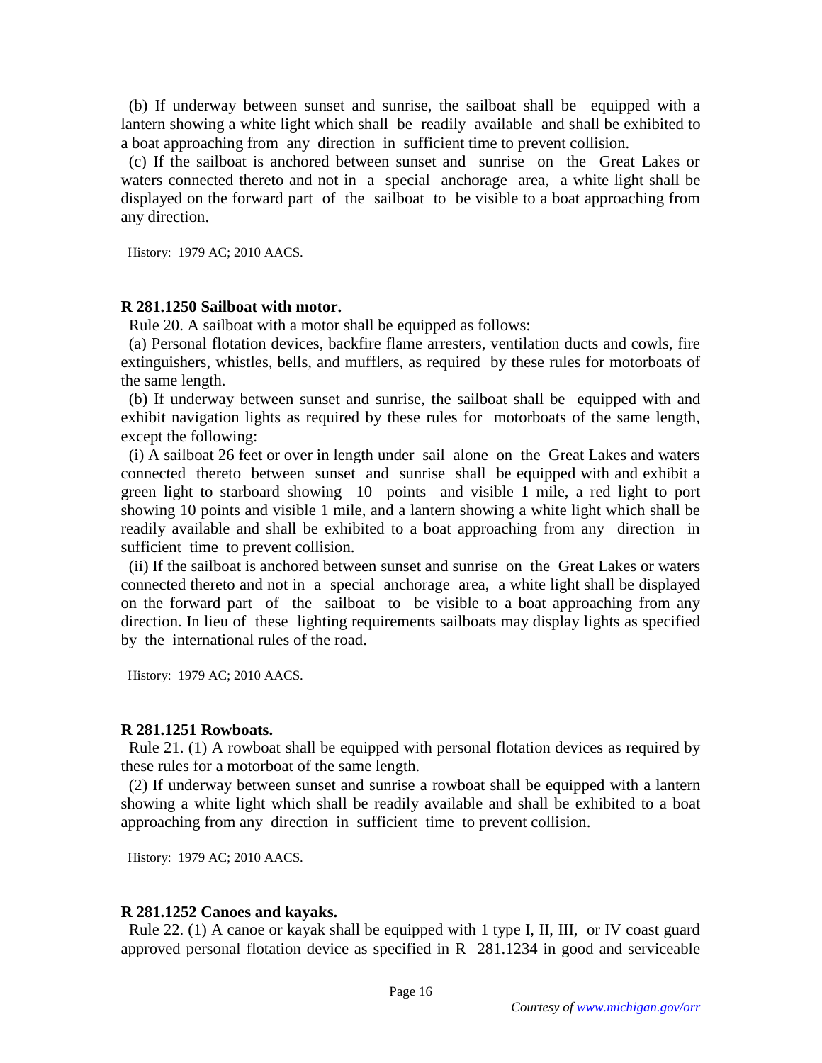(b) If underway between sunset and sunrise, the sailboat shall be equipped with a lantern showing a white light which shall be readily available and shall be exhibited to a boat approaching from any direction in sufficient time to prevent collision.

(c) If the sailboat is anchored between sunset and sunrise on the Great Lakes or waters connected thereto and not in a special anchorage area, a white light shall be displayed on the forward part of the sailboat to be visible to a boat approaching from any direction.

History: 1979 AC; 2010 AACS.

**R 281.1250 Sailboat with motor.**

Rule 20. A sailboat with a motor shall be equipped as follows:

(a) Personal flotation devices, backfire flame arresters, ventilation ducts and cowls, fire extinguishers, whistles, bells, and mufflers, as required by these rules for motorboats of the same length.

(b) If underway between sunset and sunrise, the sailboat shall be equipped with and exhibit navigation lights as required by these rules for motorboats of the same length, except the following:

(i) A sailboat 26 feet or over in length under sail alone on the Great Lakes and waters connected thereto between sunset and sunrise shall be equipped with and exhibit a green light to starboard showing 10 points and visible 1 mile, a red light to port showing 10 points and visible 1 mile, and a lantern showing a white light which shall be readily available and shall be exhibited to a boat approaching from any direction in sufficient time to prevent collision.

(ii) If the sailboat is anchored between sunset and sunrise on the Great Lakes or waters connected thereto and not in a special anchorage area, a white light shall be displayed on the forward part of the sailboat to be visible to a boat approaching from any direction. In lieu of these lighting requirements sailboats may display lights as specified by the international rules of the road.

History: 1979 AC; 2010 AACS.

**R 281.1251 Rowboats.**

Rule 21. (1) A rowboat shall be equipped with personal flotation devices as required by these rules for a motorboat of the same length.

(2) If underway between sunset and sunrise a rowboat shall be equipped with a lantern showing a white light which shall be readily available and shall be exhibited to a boat approaching from any direction in sufficient time to prevent collision.

History: 1979 AC; 2010 AACS.

**R 281.1252 Canoes and kayaks.**

Rule 22. (1) A canoe or kayak shall be equipped with 1 type I, II, III, or IV coast guard approved personal flotation device as specified in R 281.1234 in good and serviceable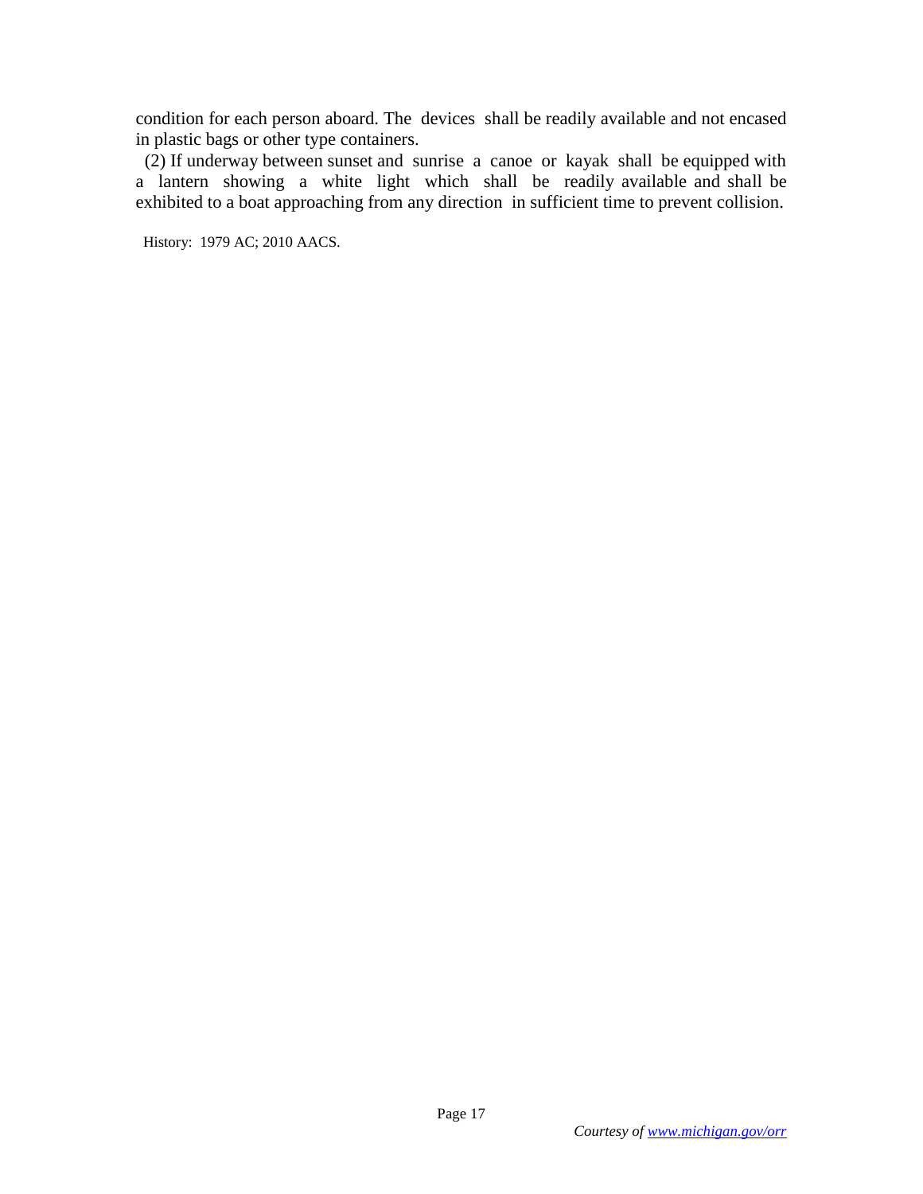condition for each person aboard. The devices shall be readily available and not encased in plastic bags or other type containers.

(2) If underway between sunset and sunrise a canoe or kayak shall be equipped with a lantern showing a white light which shall be readily available and shall be exhibited to a boat approaching from any direction in sufficient time to prevent collision.

History: 1979 AC; 2010 AACS.